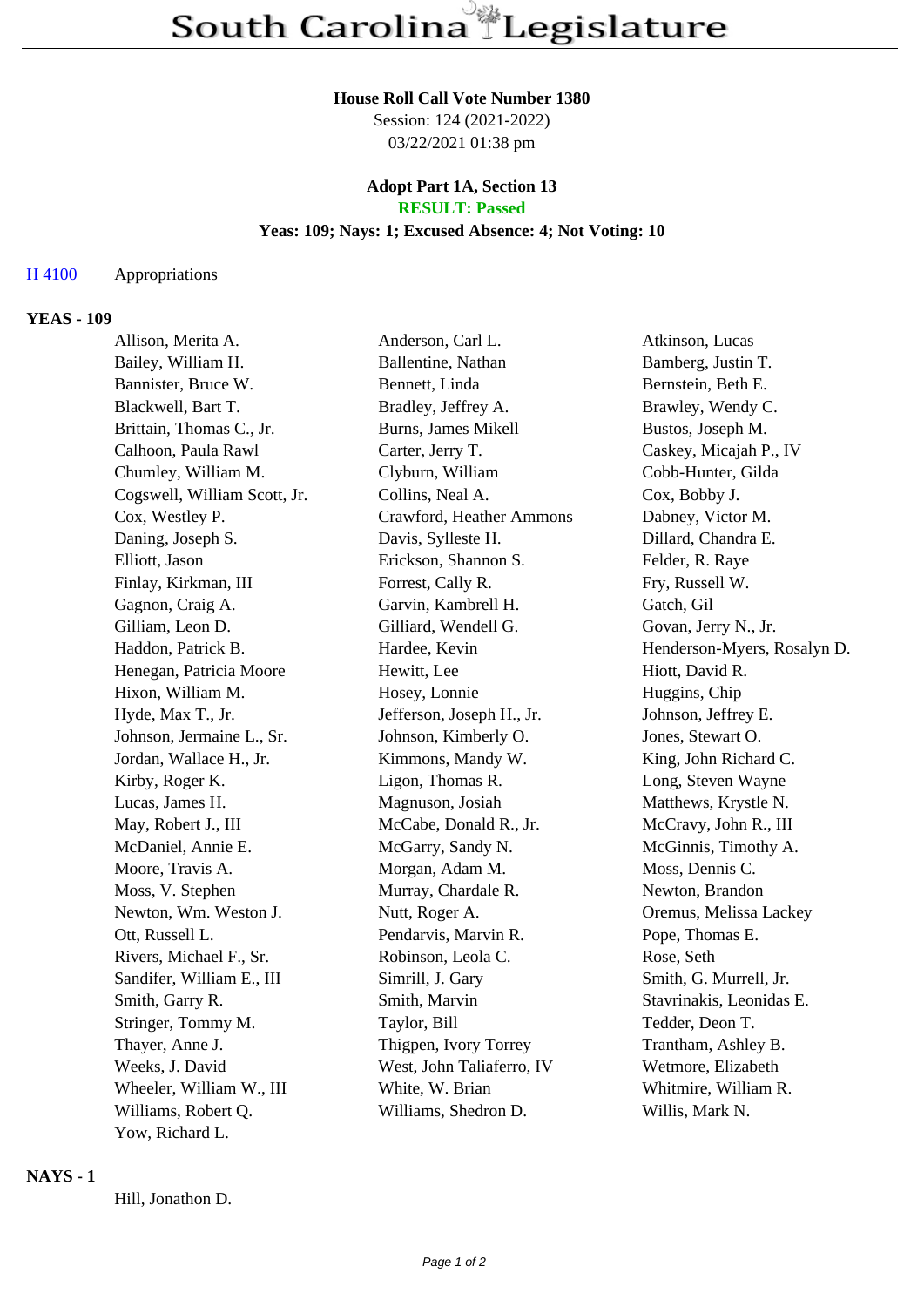# South Carolina Legislature

**House Roll Call Vote Number 1380**
Session: 124 (2021-2022)
03/22/2021 01:38 pm

**Adopt Part 1A, Section 13**
**RESULT: Passed**
**Yeas: 109; Nays: 1; Excused Absence: 4; Not Voting: 10**

H 4100 Appropriations

**YEAS - 109**

| | | |
|---|---|---|
| Allison, Merita A. | Anderson, Carl L. | Atkinson, Lucas |
| Bailey, William H. | Ballentine, Nathan | Bamberg, Justin T. |
| Bannister, Bruce W. | Bennett, Linda | Bernstein, Beth E. |
| Blackwell, Bart T. | Bradley, Jeffrey A. | Brawley, Wendy C. |
| Brittain, Thomas C., Jr. | Burns, James Mikell | Bustos, Joseph M. |
| Calhoon, Paula Rawl | Carter, Jerry T. | Caskey, Micajah P., IV |
| Chumley, William M. | Clyburn, William | Cobb-Hunter, Gilda |
| Cogswell, William Scott, Jr. | Collins, Neal A. | Cox, Bobby J. |
| Cox, Westley P. | Crawford, Heather Ammons | Dabney, Victor M. |
| Daning, Joseph S. | Davis, Sylleste H. | Dillard, Chandra E. |
| Elliott, Jason | Erickson, Shannon S. | Felder, R. Raye |
| Finlay, Kirkman, III | Forrest, Cally R. | Fry, Russell W. |
| Gagnon, Craig A. | Garvin, Kambrell H. | Gatch, Gil |
| Gilliam, Leon D. | Gilliard, Wendell G. | Govan, Jerry N., Jr. |
| Haddon, Patrick B. | Hardee, Kevin | Henderson-Myers, Rosalyn D. |
| Henegan, Patricia Moore | Hewitt, Lee | Hiott, David R. |
| Hixon, William M. | Hosey, Lonnie | Huggins, Chip |
| Hyde, Max T., Jr. | Jefferson, Joseph H., Jr. | Johnson, Jeffrey E. |
| Johnson, Jermaine L., Sr. | Johnson, Kimberly O. | Jones, Stewart O. |
| Jordan, Wallace H., Jr. | Kimmons, Mandy W. | King, John Richard C. |
| Kirby, Roger K. | Ligon, Thomas R. | Long, Steven Wayne |
| Lucas, James H. | Magnuson, Josiah | Matthews, Krystle N. |
| May, Robert J., III | McCabe, Donald R., Jr. | McCravy, John R., III |
| McDaniel, Annie E. | McGarry, Sandy N. | McGinnis, Timothy A. |
| Moore, Travis A. | Morgan, Adam M. | Moss, Dennis C. |
| Moss, V. Stephen | Murray, Chardale R. | Newton, Brandon |
| Newton, Wm. Weston J. | Nutt, Roger A. | Oremus, Melissa Lackey |
| Ott, Russell L. | Pendarvis, Marvin R. | Pope, Thomas E. |
| Rivers, Michael F., Sr. | Robinson, Leola C. | Rose, Seth |
| Sandifer, William E., III | Simrill, J. Gary | Smith, G. Murrell, Jr. |
| Smith, Garry R. | Smith, Marvin | Stavrinakis, Leonidas E. |
| Stringer, Tommy M. | Taylor, Bill | Tedder, Deon T. |
| Thayer, Anne J. | Thigpen, Ivory Torrey | Trantham, Ashley B. |
| Weeks, J. David | West, John Taliaferro, IV | Wetmore, Elizabeth |
| Wheeler, William W., III | White, W. Brian | Whitmire, William R. |
| Williams, Robert Q. | Williams, Shedron D. | Willis, Mark N. |
| Yow, Richard L. | | |

**NAYS - 1**

Hill, Jonathon D.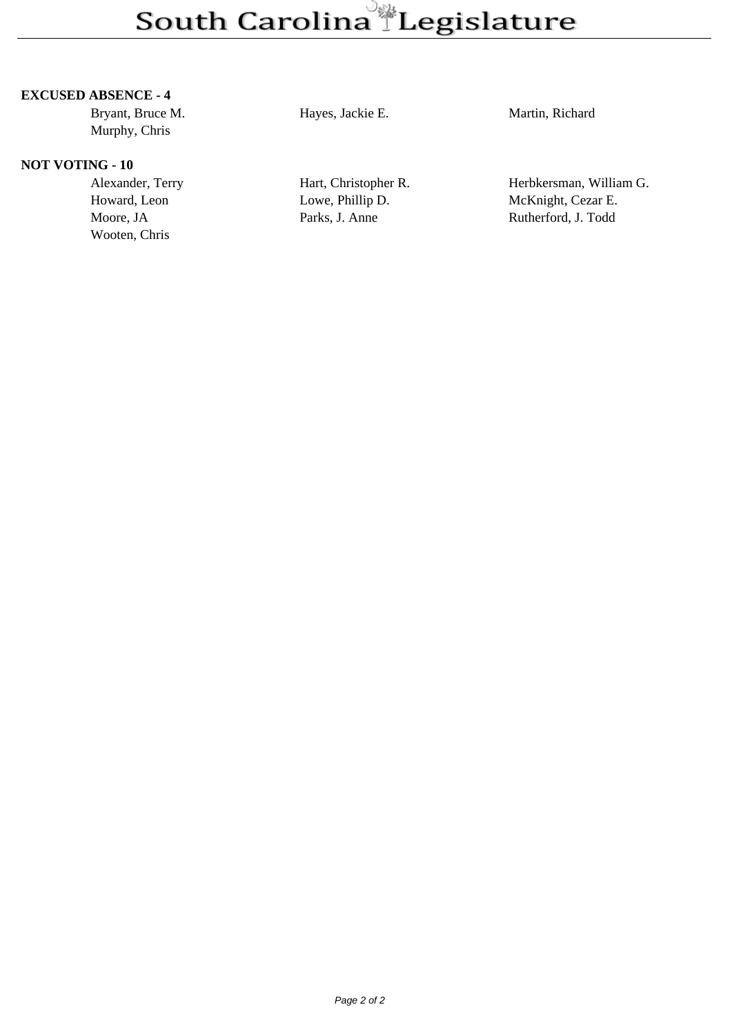**EXCUSED ABSENCE - 4**

| | | |
|---|---|---|
| Bryant, Bruce M. | Hayes, Jackie E. | Martin, Richard |
| Murphy, Chris | | |

**NOT VOTING - 10**

| | | |
|---|---|---|
| Alexander, Terry | Hart, Christopher R. | Herbkersman, William G. |
| Howard, Leon | Lowe, Phillip D. | McKnight, Cezar E. |
| Moore, JA | Parks, J. Anne | Rutherford, J. Todd |
| Wooten, Chris | | |